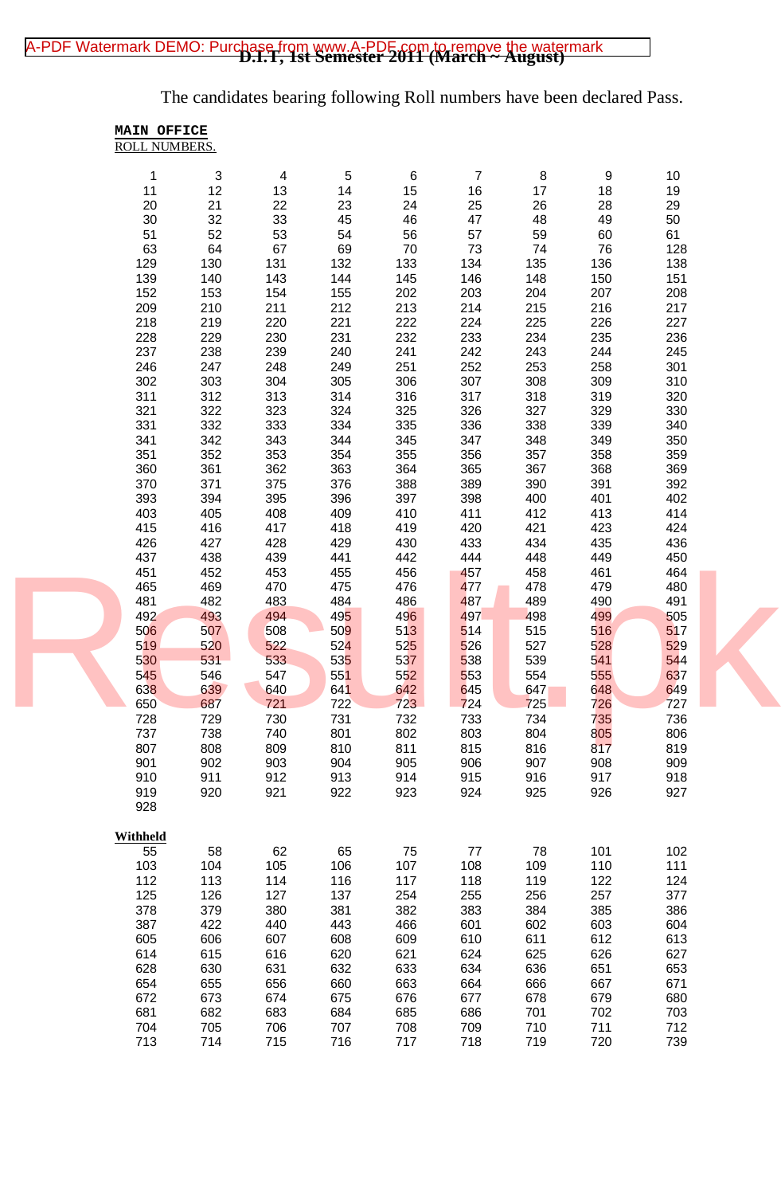# D.I.T, 1st Semester 2011 (March ~ August)

The candidates bearing following Roll numbers have been declared Pass.

**MAIN OFFICE**

ROLL NUMBERS.

| | | | | | | | | |
|---|---|---|---|---|---|---|---|---|
| 1 | 3 | 4 | 5 | 6 | 7 | 8 | 9 | 10 |
| 11 | 12 | 13 | 14 | 15 | 16 | 17 | 18 | 19 |
| 20 | 21 | 22 | 23 | 24 | 25 | 26 | 28 | 29 |
| 30 | 32 | 33 | 45 | 46 | 47 | 48 | 49 | 50 |
| 51 | 52 | 53 | 54 | 56 | 57 | 59 | 60 | 61 |
| 63 | 64 | 67 | 69 | 70 | 73 | 74 | 76 | 128 |
| 129 | 130 | 131 | 132 | 133 | 134 | 135 | 136 | 138 |
| 139 | 140 | 143 | 144 | 145 | 146 | 148 | 150 | 151 |
| 152 | 153 | 154 | 155 | 202 | 203 | 204 | 207 | 208 |
| 209 | 210 | 211 | 212 | 213 | 214 | 215 | 216 | 217 |
| 218 | 219 | 220 | 221 | 222 | 224 | 225 | 226 | 227 |
| 228 | 229 | 230 | 231 | 232 | 233 | 234 | 235 | 236 |
| 237 | 238 | 239 | 240 | 241 | 242 | 243 | 244 | 245 |
| 246 | 247 | 248 | 249 | 251 | 252 | 253 | 258 | 301 |
| 302 | 303 | 304 | 305 | 306 | 307 | 308 | 309 | 310 |
| 311 | 312 | 313 | 314 | 316 | 317 | 318 | 319 | 320 |
| 321 | 322 | 323 | 324 | 325 | 326 | 327 | 329 | 330 |
| 331 | 332 | 333 | 334 | 335 | 336 | 338 | 339 | 340 |
| 341 | 342 | 343 | 344 | 345 | 347 | 348 | 349 | 350 |
| 351 | 352 | 353 | 354 | 355 | 356 | 357 | 358 | 359 |
| 360 | 361 | 362 | 363 | 364 | 365 | 367 | 368 | 369 |
| 370 | 371 | 375 | 376 | 388 | 389 | 390 | 391 | 392 |
| 393 | 394 | 395 | 396 | 397 | 398 | 400 | 401 | 402 |
| 403 | 405 | 408 | 409 | 410 | 411 | 412 | 413 | 414 |
| 415 | 416 | 417 | 418 | 419 | 420 | 421 | 423 | 424 |
| 426 | 427 | 428 | 429 | 430 | 433 | 434 | 435 | 436 |
| 437 | 438 | 439 | 441 | 442 | 444 | 448 | 449 | 450 |
| 451 | 452 | 453 | 455 | 456 | 457 | 458 | 461 | 464 |
| 465 | 469 | 470 | 475 | 476 | 477 | 478 | 479 | 480 |
| 481 | 482 | 483 | 484 | 486 | 487 | 489 | 490 | 491 |
| 492 | 493 | 494 | 495 | 496 | 497 | 498 | 499 | 505 |
| 506 | 507 | 508 | 509 | 513 | 514 | 515 | 516 | 517 |
| 519 | 520 | 522 | 524 | 525 | 526 | 527 | 528 | 529 |
| 530 | 531 | 533 | 535 | 537 | 538 | 539 | 541 | 544 |
| 545 | 546 | 547 | 551 | 552 | 553 | 554 | 555 | 637 |
| 638 | 639 | 640 | 641 | 642 | 645 | 647 | 648 | 649 |
| 650 | 687 | 721 | 722 | 723 | 724 | 725 | 726 | 727 |
| 728 | 729 | 730 | 731 | 732 | 733 | 734 | 735 | 736 |
| 737 | 738 | 740 | 801 | 802 | 803 | 804 | 805 | 806 |
| 807 | 808 | 809 | 810 | 811 | 815 | 816 | 817 | 819 |
| 901 | 902 | 903 | 904 | 905 | 906 | 907 | 908 | 909 |
| 910 | 911 | 912 | 913 | 914 | 915 | 916 | 917 | 918 |
| 919 | 920 | 921 | 922 | 923 | 924 | 925 | 926 | 927 |
| 928 | | | | | | | | |

**Withheld**

| | | | | | | | | |
|---|---|---|---|---|---|---|---|---|
| 55 | 58 | 62 | 65 | 75 | 77 | 78 | 101 | 102 |
| 103 | 104 | 105 | 106 | 107 | 108 | 109 | 110 | 111 |
| 112 | 113 | 114 | 116 | 117 | 118 | 119 | 122 | 124 |
| 125 | 126 | 127 | 137 | 254 | 255 | 256 | 257 | 377 |
| 378 | 379 | 380 | 381 | 382 | 383 | 384 | 385 | 386 |
| 387 | 422 | 440 | 443 | 466 | 601 | 602 | 603 | 604 |
| 605 | 606 | 607 | 608 | 609 | 610 | 611 | 612 | 613 |
| 614 | 615 | 616 | 620 | 621 | 624 | 625 | 626 | 627 |
| 628 | 630 | 631 | 632 | 633 | 634 | 636 | 651 | 653 |
| 654 | 655 | 656 | 660 | 663 | 664 | 666 | 667 | 671 |
| 672 | 673 | 674 | 675 | 676 | 677 | 678 | 679 | 680 |
| 681 | 682 | 683 | 684 | 685 | 686 | 701 | 702 | 703 |
| 704 | 705 | 706 | 707 | 708 | 709 | 710 | 711 | 712 |
| 713 | 714 | 715 | 716 | 717 | 718 | 719 | 720 | 739 |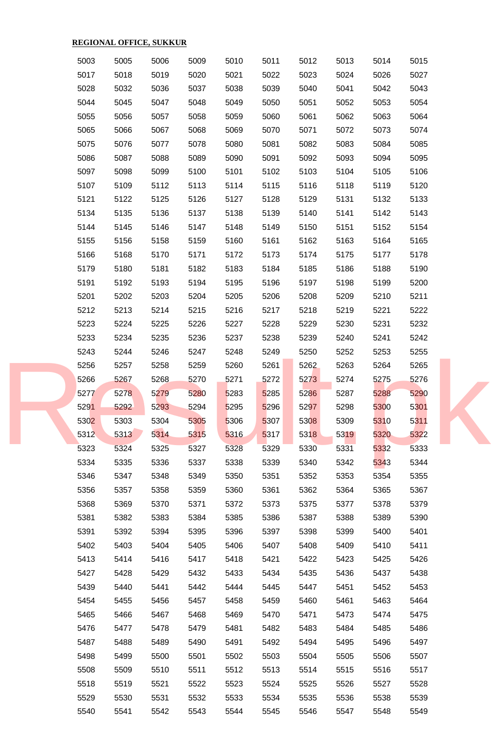**REGIONAL OFFICE, SUKKUR**

| | | | | | | | | | |
|---|---|---|---|---|---|---|---|---|---|
| 5003 | 5005 | 5006 | 5009 | 5010 | 5011 | 5012 | 5013 | 5014 | 5015 |
| 5017 | 5018 | 5019 | 5020 | 5021 | 5022 | 5023 | 5024 | 5026 | 5027 |
| 5028 | 5032 | 5036 | 5037 | 5038 | 5039 | 5040 | 5041 | 5042 | 5043 |
| 5044 | 5045 | 5047 | 5048 | 5049 | 5050 | 5051 | 5052 | 5053 | 5054 |
| 5055 | 5056 | 5057 | 5058 | 5059 | 5060 | 5061 | 5062 | 5063 | 5064 |
| 5065 | 5066 | 5067 | 5068 | 5069 | 5070 | 5071 | 5072 | 5073 | 5074 |
| 5075 | 5076 | 5077 | 5078 | 5080 | 5081 | 5082 | 5083 | 5084 | 5085 |
| 5086 | 5087 | 5088 | 5089 | 5090 | 5091 | 5092 | 5093 | 5094 | 5095 |
| 5097 | 5098 | 5099 | 5100 | 5101 | 5102 | 5103 | 5104 | 5105 | 5106 |
| 5107 | 5109 | 5112 | 5113 | 5114 | 5115 | 5116 | 5118 | 5119 | 5120 |
| 5121 | 5122 | 5125 | 5126 | 5127 | 5128 | 5129 | 5131 | 5132 | 5133 |
| 5134 | 5135 | 5136 | 5137 | 5138 | 5139 | 5140 | 5141 | 5142 | 5143 |
| 5144 | 5145 | 5146 | 5147 | 5148 | 5149 | 5150 | 5151 | 5152 | 5154 |
| 5155 | 5156 | 5158 | 5159 | 5160 | 5161 | 5162 | 5163 | 5164 | 5165 |
| 5166 | 5168 | 5170 | 5171 | 5172 | 5173 | 5174 | 5175 | 5177 | 5178 |
| 5179 | 5180 | 5181 | 5182 | 5183 | 5184 | 5185 | 5186 | 5188 | 5190 |
| 5191 | 5192 | 5193 | 5194 | 5195 | 5196 | 5197 | 5198 | 5199 | 5200 |
| 5201 | 5202 | 5203 | 5204 | 5205 | 5206 | 5208 | 5209 | 5210 | 5211 |
| 5212 | 5213 | 5214 | 5215 | 5216 | 5217 | 5218 | 5219 | 5221 | 5222 |
| 5223 | 5224 | 5225 | 5226 | 5227 | 5228 | 5229 | 5230 | 5231 | 5232 |
| 5233 | 5234 | 5235 | 5236 | 5237 | 5238 | 5239 | 5240 | 5241 | 5242 |
| 5243 | 5244 | 5246 | 5247 | 5248 | 5249 | 5250 | 5252 | 5253 | 5255 |
| 5256 | 5257 | 5258 | 5259 | 5260 | 5261 | 5262 | 5263 | 5264 | 5265 |
| 5266 | 5267 | 5268 | 5270 | 5271 | 5272 | 5273 | 5274 | 5275 | 5276 |
| 5277 | 5278 | 5279 | 5280 | 5283 | 5285 | 5286 | 5287 | 5288 | 5290 |
| 5291 | 5292 | 5293 | 5294 | 5295 | 5296 | 5297 | 5298 | 5300 | 5301 |
| 5302 | 5303 | 5304 | 5305 | 5306 | 5307 | 5308 | 5309 | 5310 | 5311 |
| 5312 | 5313 | 5314 | 5315 | 5316 | 5317 | 5318 | 5319 | 5320 | 5322 |
| 5323 | 5324 | 5325 | 5327 | 5328 | 5329 | 5330 | 5331 | 5332 | 5333 |
| 5334 | 5335 | 5336 | 5337 | 5338 | 5339 | 5340 | 5342 | 5343 | 5344 |
| 5346 | 5347 | 5348 | 5349 | 5350 | 5351 | 5352 | 5353 | 5354 | 5355 |
| 5356 | 5357 | 5358 | 5359 | 5360 | 5361 | 5362 | 5364 | 5365 | 5367 |
| 5368 | 5369 | 5370 | 5371 | 5372 | 5373 | 5375 | 5377 | 5378 | 5379 |
| 5381 | 5382 | 5383 | 5384 | 5385 | 5386 | 5387 | 5388 | 5389 | 5390 |
| 5391 | 5392 | 5394 | 5395 | 5396 | 5397 | 5398 | 5399 | 5400 | 5401 |
| 5402 | 5403 | 5404 | 5405 | 5406 | 5407 | 5408 | 5409 | 5410 | 5411 |
| 5413 | 5414 | 5416 | 5417 | 5418 | 5421 | 5422 | 5423 | 5425 | 5426 |
| 5427 | 5428 | 5429 | 5432 | 5433 | 5434 | 5435 | 5436 | 5437 | 5438 |
| 5439 | 5440 | 5441 | 5442 | 5444 | 5445 | 5447 | 5451 | 5452 | 5453 |
| 5454 | 5455 | 5456 | 5457 | 5458 | 5459 | 5460 | 5461 | 5463 | 5464 |
| 5465 | 5466 | 5467 | 5468 | 5469 | 5470 | 5471 | 5473 | 5474 | 5475 |
| 5476 | 5477 | 5478 | 5479 | 5481 | 5482 | 5483 | 5484 | 5485 | 5486 |
| 5487 | 5488 | 5489 | 5490 | 5491 | 5492 | 5494 | 5495 | 5496 | 5497 |
| 5498 | 5499 | 5500 | 5501 | 5502 | 5503 | 5504 | 5505 | 5506 | 5507 |
| 5508 | 5509 | 5510 | 5511 | 5512 | 5513 | 5514 | 5515 | 5516 | 5517 |
| 5518 | 5519 | 5521 | 5522 | 5523 | 5524 | 5525 | 5526 | 5527 | 5528 |
| 5529 | 5530 | 5531 | 5532 | 5533 | 5534 | 5535 | 5536 | 5538 | 5539 |
| 5540 | 5541 | 5542 | 5543 | 5544 | 5545 | 5546 | 5547 | 5548 | 5549 |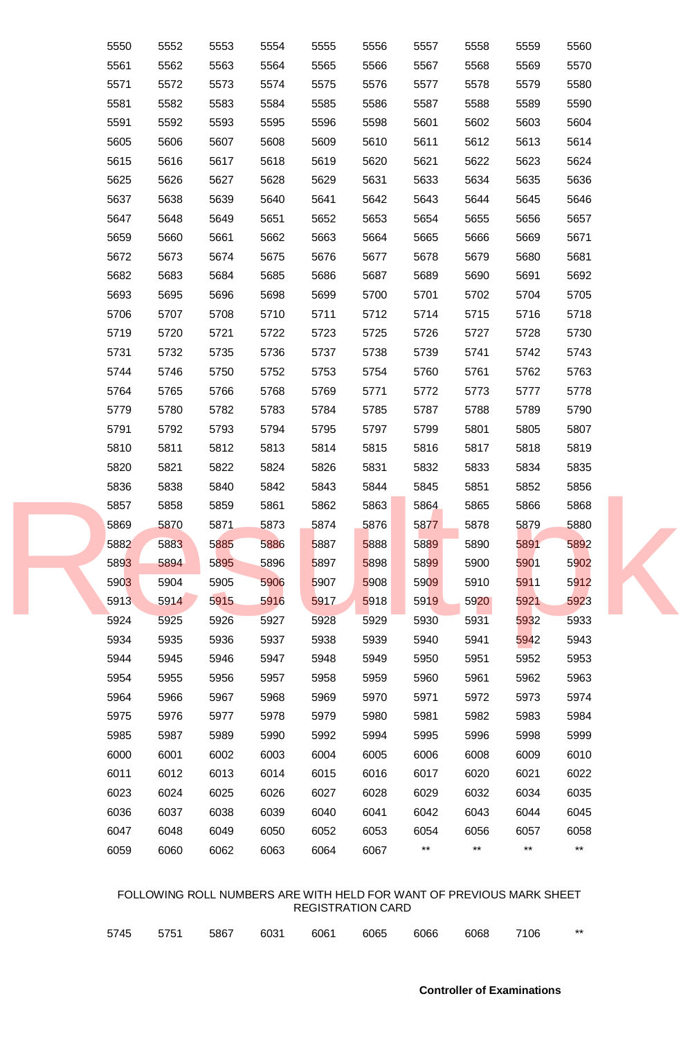| | | | | | | | | | |
|---|---|---|---|---|---|---|---|---|---|
| 5550 | 5552 | 5553 | 5554 | 5555 | 5556 | 5557 | 5558 | 5559 | 5560 |
| 5561 | 5562 | 5563 | 5564 | 5565 | 5566 | 5567 | 5568 | 5569 | 5570 |
| 5571 | 5572 | 5573 | 5574 | 5575 | 5576 | 5577 | 5578 | 5579 | 5580 |
| 5581 | 5582 | 5583 | 5584 | 5585 | 5586 | 5587 | 5588 | 5589 | 5590 |
| 5591 | 5592 | 5593 | 5595 | 5596 | 5598 | 5601 | 5602 | 5603 | 5604 |
| 5605 | 5606 | 5607 | 5608 | 5609 | 5610 | 5611 | 5612 | 5613 | 5614 |
| 5615 | 5616 | 5617 | 5618 | 5619 | 5620 | 5621 | 5622 | 5623 | 5624 |
| 5625 | 5626 | 5627 | 5628 | 5629 | 5631 | 5633 | 5634 | 5635 | 5636 |
| 5637 | 5638 | 5639 | 5640 | 5641 | 5642 | 5643 | 5644 | 5645 | 5646 |
| 5647 | 5648 | 5649 | 5651 | 5652 | 5653 | 5654 | 5655 | 5656 | 5657 |
| 5659 | 5660 | 5661 | 5662 | 5663 | 5664 | 5665 | 5666 | 5669 | 5671 |
| 5672 | 5673 | 5674 | 5675 | 5676 | 5677 | 5678 | 5679 | 5680 | 5681 |
| 5682 | 5683 | 5684 | 5685 | 5686 | 5687 | 5689 | 5690 | 5691 | 5692 |
| 5693 | 5695 | 5696 | 5698 | 5699 | 5700 | 5701 | 5702 | 5704 | 5705 |
| 5706 | 5707 | 5708 | 5710 | 5711 | 5712 | 5714 | 5715 | 5716 | 5718 |
| 5719 | 5720 | 5721 | 5722 | 5723 | 5725 | 5726 | 5727 | 5728 | 5730 |
| 5731 | 5732 | 5735 | 5736 | 5737 | 5738 | 5739 | 5741 | 5742 | 5743 |
| 5744 | 5746 | 5750 | 5752 | 5753 | 5754 | 5760 | 5761 | 5762 | 5763 |
| 5764 | 5765 | 5766 | 5768 | 5769 | 5771 | 5772 | 5773 | 5777 | 5778 |
| 5779 | 5780 | 5782 | 5783 | 5784 | 5785 | 5787 | 5788 | 5789 | 5790 |
| 5791 | 5792 | 5793 | 5794 | 5795 | 5797 | 5799 | 5801 | 5805 | 5807 |
| 5810 | 5811 | 5812 | 5813 | 5814 | 5815 | 5816 | 5817 | 5818 | 5819 |
| 5820 | 5821 | 5822 | 5824 | 5826 | 5831 | 5832 | 5833 | 5834 | 5835 |
| 5836 | 5838 | 5840 | 5842 | 5843 | 5844 | 5845 | 5851 | 5852 | 5856 |
| 5857 | 5858 | 5859 | 5861 | 5862 | 5863 | 5864 | 5865 | 5866 | 5868 |
| 5869 | 5870 | 5871 | 5873 | 5874 | 5876 | 5877 | 5878 | 5879 | 5880 |
| 5882 | 5883 | 5885 | 5886 | 5887 | 5888 | 5889 | 5890 | 5891 | 5892 |
| 5893 | 5894 | 5895 | 5896 | 5897 | 5898 | 5899 | 5900 | 5901 | 5902 |
| 5903 | 5904 | 5905 | 5906 | 5907 | 5908 | 5909 | 5910 | 5911 | 5912 |
| 5913 | 5914 | 5915 | 5916 | 5917 | 5918 | 5919 | 5920 | 5921 | 5923 |
| 5924 | 5925 | 5926 | 5927 | 5928 | 5929 | 5930 | 5931 | 5932 | 5933 |
| 5934 | 5935 | 5936 | 5937 | 5938 | 5939 | 5940 | 5941 | 5942 | 5943 |
| 5944 | 5945 | 5946 | 5947 | 5948 | 5949 | 5950 | 5951 | 5952 | 5953 |
| 5954 | 5955 | 5956 | 5957 | 5958 | 5959 | 5960 | 5961 | 5962 | 5963 |
| 5964 | 5966 | 5967 | 5968 | 5969 | 5970 | 5971 | 5972 | 5973 | 5974 |
| 5975 | 5976 | 5977 | 5978 | 5979 | 5980 | 5981 | 5982 | 5983 | 5984 |
| 5985 | 5987 | 5989 | 5990 | 5992 | 5994 | 5995 | 5996 | 5998 | 5999 |
| 6000 | 6001 | 6002 | 6003 | 6004 | 6005 | 6006 | 6008 | 6009 | 6010 |
| 6011 | 6012 | 6013 | 6014 | 6015 | 6016 | 6017 | 6020 | 6021 | 6022 |
| 6023 | 6024 | 6025 | 6026 | 6027 | 6028 | 6029 | 6032 | 6034 | 6035 |
| 6036 | 6037 | 6038 | 6039 | 6040 | 6041 | 6042 | 6043 | 6044 | 6045 |
| 6047 | 6048 | 6049 | 6050 | 6052 | 6053 | 6054 | 6056 | 6057 | 6058 |
| 6059 | 6060 | 6062 | 6063 | 6064 | 6067 | ** | ** | ** | ** |

FOLLOWING ROLL NUMBERS ARE WITH HELD FOR WANT OF PREVIOUS MARK SHEET REGISTRATION CARD

| | | | | | | | | | |
|---|---|---|---|---|---|---|---|---|---|
| 5745 | 5751 | 5867 | 6031 | 6061 | 6065 | 6066 | 6068 | 7106 | ** |

**Controller of Examinations**